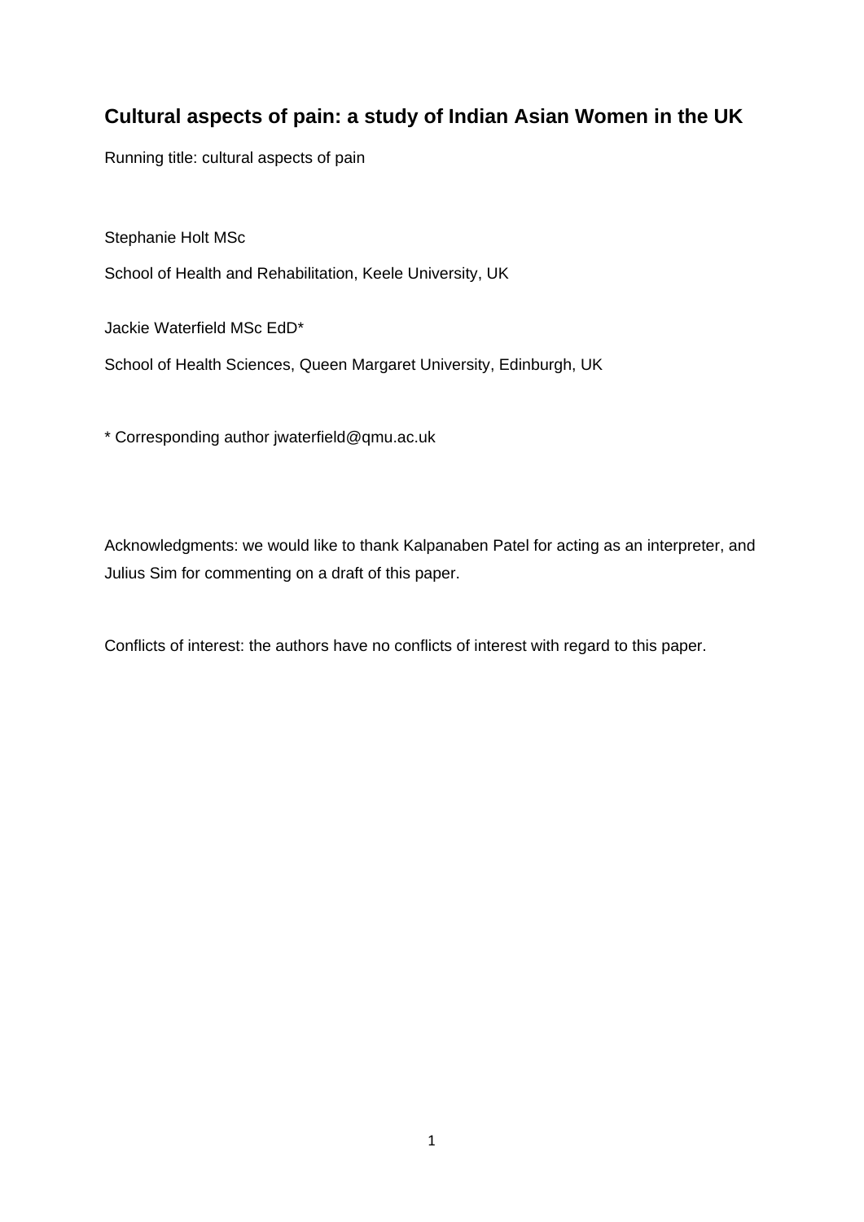# Cultural aspects of pain: a study of Indian Asian Women in the UK

Running title: cultural aspects of pain

Stephanie Holt MSc

School of Health and Rehabilitation, Keele University, UK

Jackie Waterfield MSc EdD*

School of Health Sciences, Queen Margaret University, Edinburgh, UK

* Corresponding author jwaterfield@qmu.ac.uk

Acknowledgments: we would like to thank Kalpanaben Patel for acting as an interpreter, and Julius Sim for commenting on a draft of this paper.

Conflicts of interest: the authors have no conflicts of interest with regard to this paper.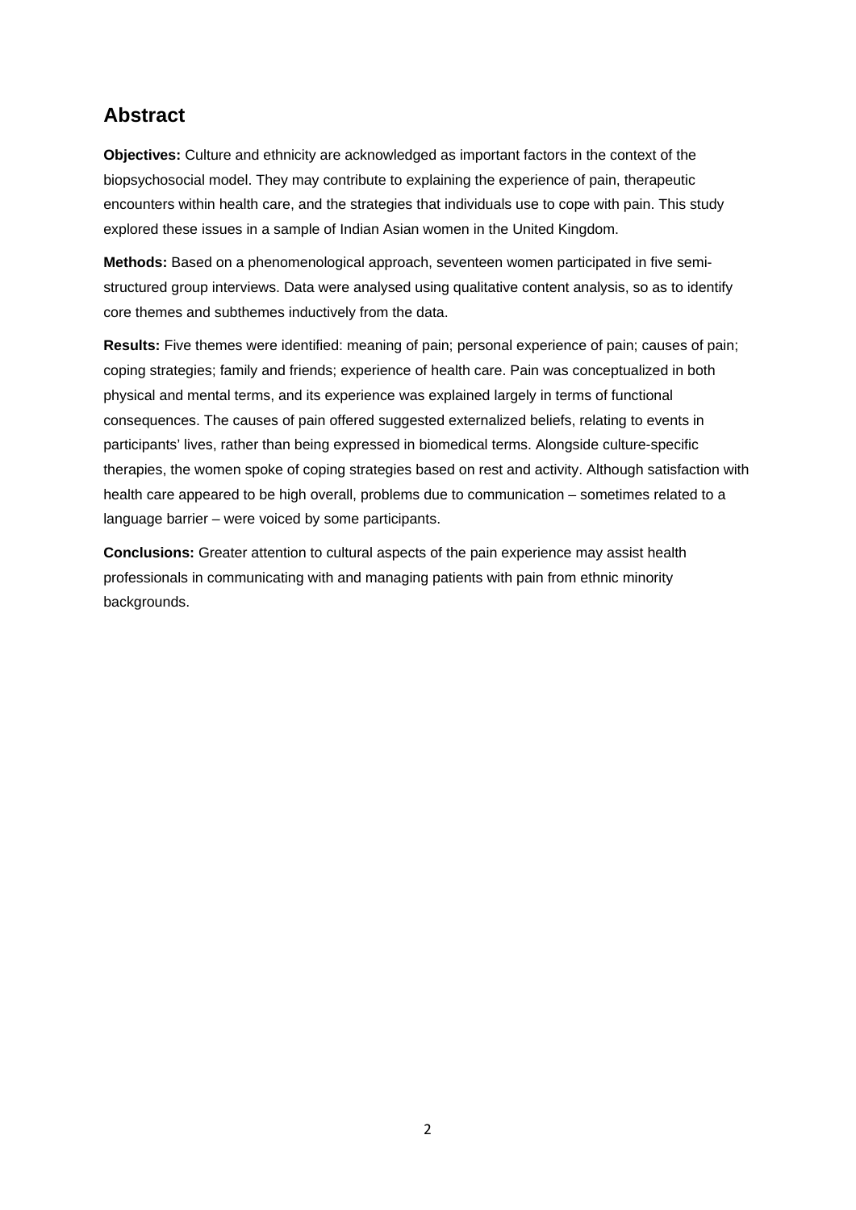## Abstract

**Objectives:** Culture and ethnicity are acknowledged as important factors in the context of the biopsychosocial model. They may contribute to explaining the experience of pain, therapeutic encounters within health care, and the strategies that individuals use to cope with pain. This study explored these issues in a sample of Indian Asian women in the United Kingdom.

**Methods:** Based on a phenomenological approach, seventeen women participated in five semi-structured group interviews. Data were analysed using qualitative content analysis, so as to identify core themes and subthemes inductively from the data.

**Results:** Five themes were identified: meaning of pain; personal experience of pain; causes of pain; coping strategies; family and friends; experience of health care. Pain was conceptualized in both physical and mental terms, and its experience was explained largely in terms of functional consequences. The causes of pain offered suggested externalized beliefs, relating to events in participants' lives, rather than being expressed in biomedical terms. Alongside culture-specific therapies, the women spoke of coping strategies based on rest and activity. Although satisfaction with health care appeared to be high overall, problems due to communication – sometimes related to a language barrier – were voiced by some participants.

**Conclusions:** Greater attention to cultural aspects of the pain experience may assist health professionals in communicating with and managing patients with pain from ethnic minority backgrounds.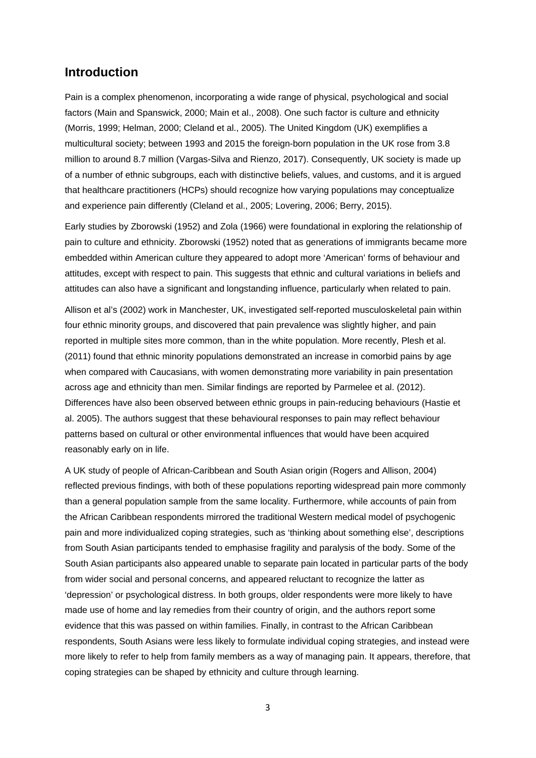## Introduction

Pain is a complex phenomenon, incorporating a wide range of physical, psychological and social factors (Main and Spanswick, 2000; Main et al., 2008). One such factor is culture and ethnicity (Morris, 1999; Helman, 2000; Cleland et al., 2005). The United Kingdom (UK) exemplifies a multicultural society; between 1993 and 2015 the foreign-born population in the UK rose from 3.8 million to around 8.7 million (Vargas-Silva and Rienzo, 2017). Consequently, UK society is made up of a number of ethnic subgroups, each with distinctive beliefs, values, and customs, and it is argued that healthcare practitioners (HCPs) should recognize how varying populations may conceptualize and experience pain differently (Cleland et al., 2005; Lovering, 2006; Berry, 2015).

Early studies by Zborowski (1952) and Zola (1966) were foundational in exploring the relationship of pain to culture and ethnicity. Zborowski (1952) noted that as generations of immigrants became more embedded within American culture they appeared to adopt more 'American' forms of behaviour and attitudes, except with respect to pain. This suggests that ethnic and cultural variations in beliefs and attitudes can also have a significant and longstanding influence, particularly when related to pain.

Allison et al's (2002) work in Manchester, UK, investigated self-reported musculoskeletal pain within four ethnic minority groups, and discovered that pain prevalence was slightly higher, and pain reported in multiple sites more common, than in the white population. More recently, Plesh et al. (2011) found that ethnic minority populations demonstrated an increase in comorbid pains by age when compared with Caucasians, with women demonstrating more variability in pain presentation across age and ethnicity than men. Similar findings are reported by Parmelee et al. (2012). Differences have also been observed between ethnic groups in pain-reducing behaviours (Hastie et al. 2005). The authors suggest that these behavioural responses to pain may reflect behaviour patterns based on cultural or other environmental influences that would have been acquired reasonably early on in life.

A UK study of people of African-Caribbean and South Asian origin (Rogers and Allison, 2004) reflected previous findings, with both of these populations reporting widespread pain more commonly than a general population sample from the same locality. Furthermore, while accounts of pain from the African Caribbean respondents mirrored the traditional Western medical model of psychogenic pain and more individualized coping strategies, such as 'thinking about something else', descriptions from South Asian participants tended to emphasise fragility and paralysis of the body. Some of the South Asian participants also appeared unable to separate pain located in particular parts of the body from wider social and personal concerns, and appeared reluctant to recognize the latter as 'depression' or psychological distress. In both groups, older respondents were more likely to have made use of home and lay remedies from their country of origin, and the authors report some evidence that this was passed on within families. Finally, in contrast to the African Caribbean respondents, South Asians were less likely to formulate individual coping strategies, and instead were more likely to refer to help from family members as a way of managing pain. It appears, therefore, that coping strategies can be shaped by ethnicity and culture through learning.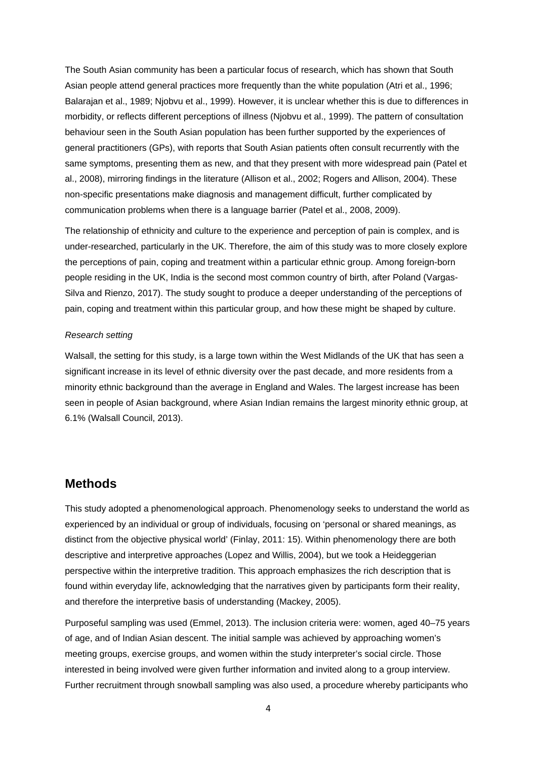The South Asian community has been a particular focus of research, which has shown that South Asian people attend general practices more frequently than the white population (Atri et al., 1996; Balarajan et al., 1989; Njobvu et al., 1999). However, it is unclear whether this is due to differences in morbidity, or reflects different perceptions of illness (Njobvu et al., 1999). The pattern of consultation behaviour seen in the South Asian population has been further supported by the experiences of general practitioners (GPs), with reports that South Asian patients often consult recurrently with the same symptoms, presenting them as new, and that they present with more widespread pain (Patel et al., 2008), mirroring findings in the literature (Allison et al., 2002; Rogers and Allison, 2004). These non-specific presentations make diagnosis and management difficult, further complicated by communication problems when there is a language barrier (Patel et al., 2008, 2009).

The relationship of ethnicity and culture to the experience and perception of pain is complex, and is under-researched, particularly in the UK. Therefore, the aim of this study was to more closely explore the perceptions of pain, coping and treatment within a particular ethnic group. Among foreign-born people residing in the UK, India is the second most common country of birth, after Poland (Vargas-Silva and Rienzo, 2017). The study sought to produce a deeper understanding of the perceptions of pain, coping and treatment within this particular group, and how these might be shaped by culture.

*Research setting*

Walsall, the setting for this study, is a large town within the West Midlands of the UK that has seen a significant increase in its level of ethnic diversity over the past decade, and more residents from a minority ethnic background than the average in England and Wales. The largest increase has been seen in people of Asian background, where Asian Indian remains the largest minority ethnic group, at 6.1% (Walsall Council, 2013).

## Methods

This study adopted a phenomenological approach. Phenomenology seeks to understand the world as experienced by an individual or group of individuals, focusing on 'personal or shared meanings, as distinct from the objective physical world' (Finlay, 2011: 15). Within phenomenology there are both descriptive and interpretive approaches (Lopez and Willis, 2004), but we took a Heideggerian perspective within the interpretive tradition. This approach emphasizes the rich description that is found within everyday life, acknowledging that the narratives given by participants form their reality, and therefore the interpretive basis of understanding (Mackey, 2005).

Purposeful sampling was used (Emmel, 2013). The inclusion criteria were: women, aged 40–75 years of age, and of Indian Asian descent. The initial sample was achieved by approaching women's meeting groups, exercise groups, and women within the study interpreter's social circle. Those interested in being involved were given further information and invited along to a group interview. Further recruitment through snowball sampling was also used, a procedure whereby participants who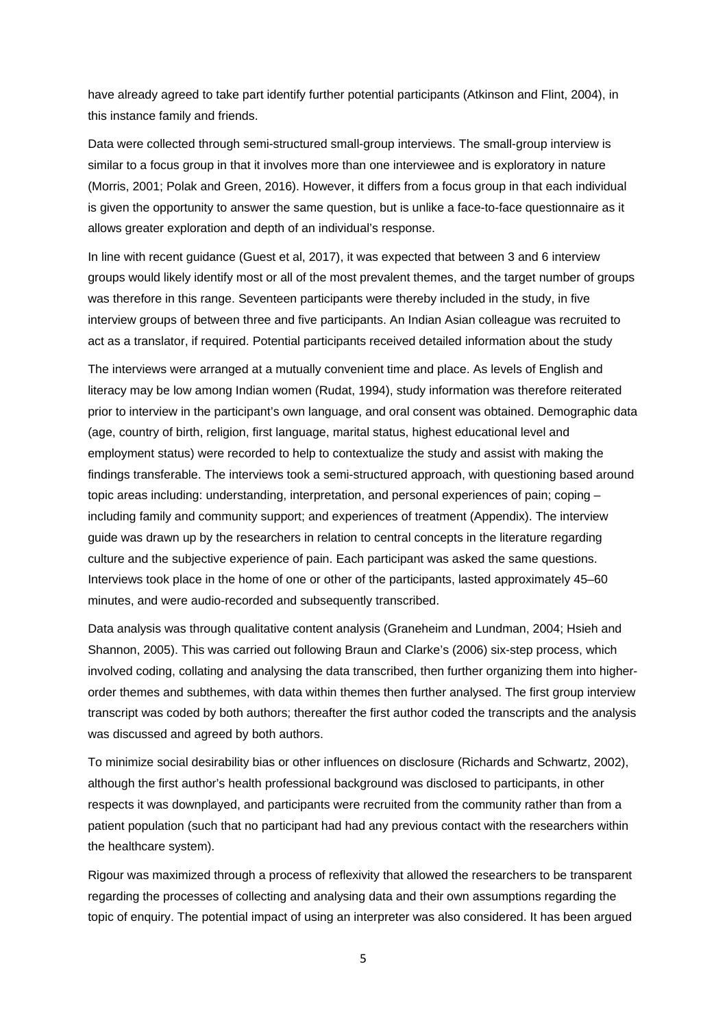have already agreed to take part identify further potential participants (Atkinson and Flint, 2004), in this instance family and friends.

Data were collected through semi-structured small-group interviews. The small-group interview is similar to a focus group in that it involves more than one interviewee and is exploratory in nature (Morris, 2001; Polak and Green, 2016). However, it differs from a focus group in that each individual is given the opportunity to answer the same question, but is unlike a face-to-face questionnaire as it allows greater exploration and depth of an individual's response.

In line with recent guidance (Guest et al, 2017), it was expected that between 3 and 6 interview groups would likely identify most or all of the most prevalent themes, and the target number of groups was therefore in this range. Seventeen participants were thereby included in the study, in five interview groups of between three and five participants. An Indian Asian colleague was recruited to act as a translator, if required. Potential participants received detailed information about the study

The interviews were arranged at a mutually convenient time and place. As levels of English and literacy may be low among Indian women (Rudat, 1994), study information was therefore reiterated prior to interview in the participant's own language, and oral consent was obtained. Demographic data (age, country of birth, religion, first language, marital status, highest educational level and employment status) were recorded to help to contextualize the study and assist with making the findings transferable. The interviews took a semi-structured approach, with questioning based around topic areas including: understanding, interpretation, and personal experiences of pain; coping – including family and community support; and experiences of treatment (Appendix). The interview guide was drawn up by the researchers in relation to central concepts in the literature regarding culture and the subjective experience of pain. Each participant was asked the same questions. Interviews took place in the home of one or other of the participants, lasted approximately 45–60 minutes, and were audio-recorded and subsequently transcribed.

Data analysis was through qualitative content analysis (Graneheim and Lundman, 2004; Hsieh and Shannon, 2005). This was carried out following Braun and Clarke's (2006) six-step process, which involved coding, collating and analysing the data transcribed, then further organizing them into higher-order themes and subthemes, with data within themes then further analysed. The first group interview transcript was coded by both authors; thereafter the first author coded the transcripts and the analysis was discussed and agreed by both authors.

To minimize social desirability bias or other influences on disclosure (Richards and Schwartz, 2002), although the first author's health professional background was disclosed to participants, in other respects it was downplayed, and participants were recruited from the community rather than from a patient population (such that no participant had had any previous contact with the researchers within the healthcare system).

Rigour was maximized through a process of reflexivity that allowed the researchers to be transparent regarding the processes of collecting and analysing data and their own assumptions regarding the topic of enquiry. The potential impact of using an interpreter was also considered. It has been argued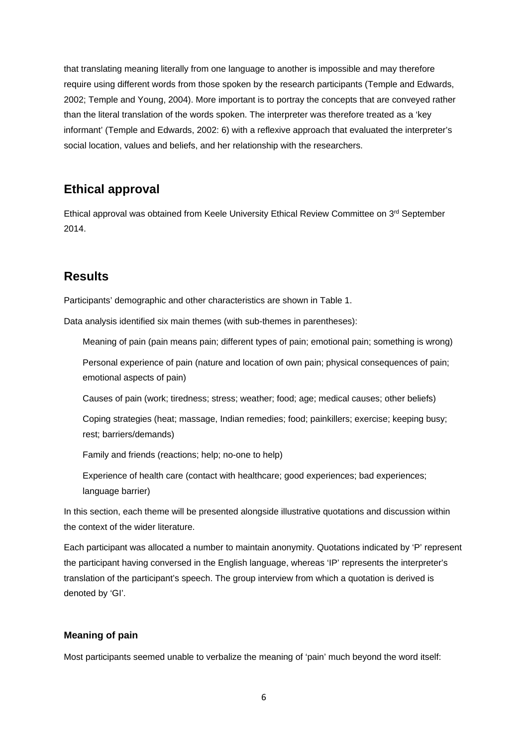that translating meaning literally from one language to another is impossible and may therefore require using different words from those spoken by the research participants (Temple and Edwards, 2002; Temple and Young, 2004). More important is to portray the concepts that are conveyed rather than the literal translation of the words spoken. The interpreter was therefore treated as a 'key informant' (Temple and Edwards, 2002: 6) with a reflexive approach that evaluated the interpreter's social location, values and beliefs, and her relationship with the researchers.

## Ethical approval

Ethical approval was obtained from Keele University Ethical Review Committee on 3rd September 2014.

## Results

Participants' demographic and other characteristics are shown in Table 1.

Data analysis identified six main themes (with sub-themes in parentheses):

Meaning of pain (pain means pain; different types of pain; emotional pain; something is wrong)

Personal experience of pain (nature and location of own pain; physical consequences of pain; emotional aspects of pain)

Causes of pain (work; tiredness; stress; weather; food; age; medical causes; other beliefs)

Coping strategies (heat; massage, Indian remedies; food; painkillers; exercise; keeping busy; rest; barriers/demands)

Family and friends (reactions; help; no-one to help)

Experience of health care (contact with healthcare; good experiences; bad experiences; language barrier)

In this section, each theme will be presented alongside illustrative quotations and discussion within the context of the wider literature.

Each participant was allocated a number to maintain anonymity. Quotations indicated by 'P' represent the participant having conversed in the English language, whereas 'IP' represents the interpreter's translation of the participant's speech. The group interview from which a quotation is derived is denoted by 'GI'.

### Meaning of pain

Most participants seemed unable to verbalize the meaning of 'pain' much beyond the word itself: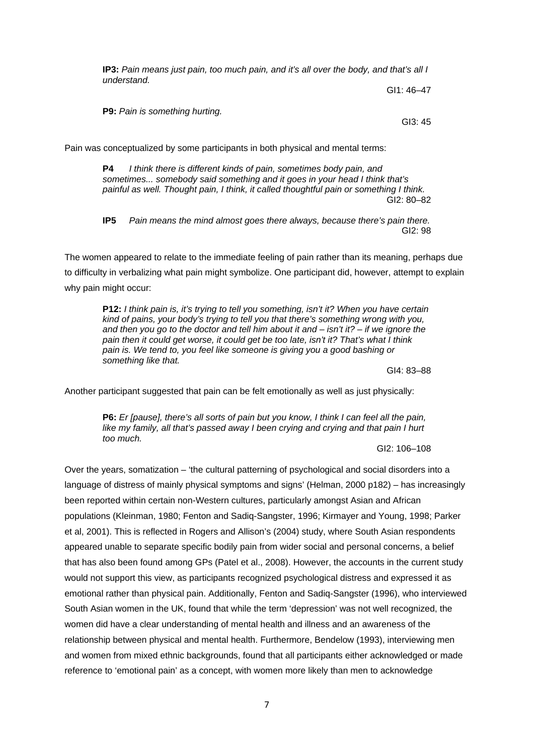> **IP3:** *Pain means just pain, too much pain, and it's all over the body, and that's all I understand.*
>
> GI1: 46–47

> **P9:** *Pain is something hurting.*
>
> GI3: 45

Pain was conceptualized by some participants in both physical and mental terms:

> **P4** *I think there is different kinds of pain, sometimes body pain, and sometimes... somebody said something and it goes in your head I think that's painful as well. Thought pain, I think, it called thoughtful pain or something I think.*
>
> GI2: 80–82

> **IP5** *Pain means the mind almost goes there always, because there's pain there.*
>
> GI2: 98

The women appeared to relate to the immediate feeling of pain rather than its meaning, perhaps due to difficulty in verbalizing what pain might symbolize. One participant did, however, attempt to explain why pain might occur:

> **P12:** *I think pain is, it's trying to tell you something, isn't it? When you have certain kind of pains, your body's trying to tell you that there's something wrong with you, and then you go to the doctor and tell him about it and – isn't it? – if we ignore the pain then it could get worse, it could get be too late, isn't it? That's what I think pain is. We tend to, you feel like someone is giving you a good bashing or something like that.*
>
> GI4: 83–88

Another participant suggested that pain can be felt emotionally as well as just physically:

> **P6:** *Er [pause], there's all sorts of pain but you know, I think I can feel all the pain, like my family, all that's passed away I been crying and crying and that pain I hurt too much.*
>
> GI2: 106–108

Over the years, somatization – 'the cultural patterning of psychological and social disorders into a language of distress of mainly physical symptoms and signs' (Helman, 2000 p182) – has increasingly been reported within certain non-Western cultures, particularly amongst Asian and African populations (Kleinman, 1980; Fenton and Sadiq-Sangster, 1996; Kirmayer and Young, 1998; Parker et al, 2001). This is reflected in Rogers and Allison's (2004) study, where South Asian respondents appeared unable to separate specific bodily pain from wider social and personal concerns, a belief that has also been found among GPs (Patel et al., 2008). However, the accounts in the current study would not support this view, as participants recognized psychological distress and expressed it as emotional rather than physical pain. Additionally, Fenton and Sadiq-Sangster (1996), who interviewed South Asian women in the UK, found that while the term 'depression' was not well recognized, the women did have a clear understanding of mental health and illness and an awareness of the relationship between physical and mental health. Furthermore, Bendelow (1993), interviewing men and women from mixed ethnic backgrounds, found that all participants either acknowledged or made reference to 'emotional pain' as a concept, with women more likely than men to acknowledge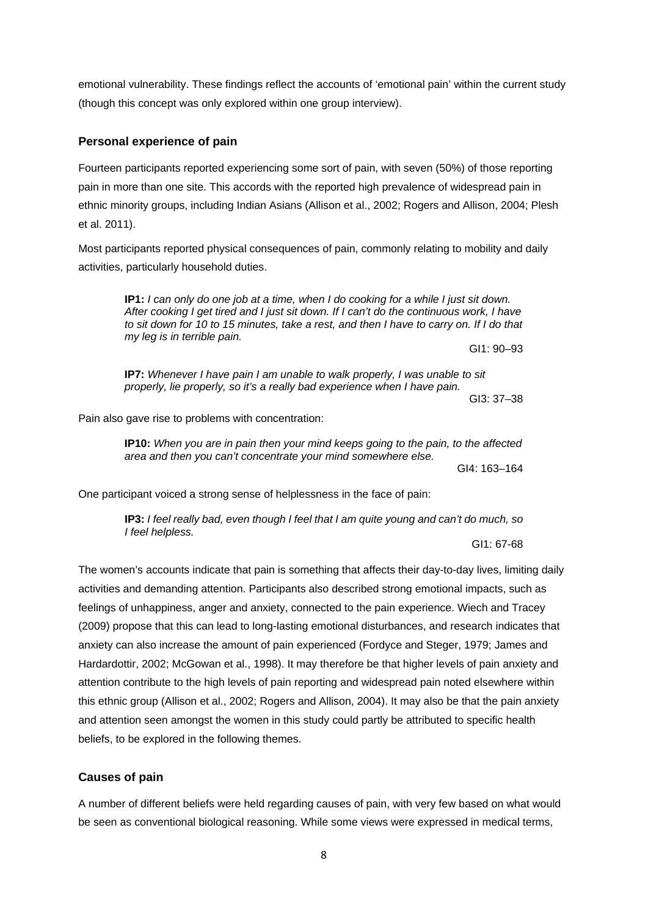emotional vulnerability. These findings reflect the accounts of 'emotional pain' within the current study (though this concept was only explored within one group interview).

### Personal experience of pain

Fourteen participants reported experiencing some sort of pain, with seven (50%) of those reporting pain in more than one site. This accords with the reported high prevalence of widespread pain in ethnic minority groups, including Indian Asians (Allison et al., 2002; Rogers and Allison, 2004; Plesh et al. 2011).

Most participants reported physical consequences of pain, commonly relating to mobility and daily activities, particularly household duties.

> **IP1:** *I can only do one job at a time, when I do cooking for a while I just sit down. After cooking I get tired and I just sit down. If I can't do the continuous work, I have to sit down for 10 to 15 minutes, take a rest, and then I have to carry on. If I do that my leg is in terrible pain.*
>
> GI1: 90–93

> **IP7:** *Whenever I have pain I am unable to walk properly, I was unable to sit properly, lie properly, so it's a really bad experience when I have pain.*
>
> GI3: 37–38

Pain also gave rise to problems with concentration:

> **IP10:** *When you are in pain then your mind keeps going to the pain, to the affected area and then you can't concentrate your mind somewhere else.*
>
> GI4: 163–164

One participant voiced a strong sense of helplessness in the face of pain:

> **IP3:** *I feel really bad, even though I feel that I am quite young and can't do much, so I feel helpless.*
>
> GI1: 67-68

The women's accounts indicate that pain is something that affects their day-to-day lives, limiting daily activities and demanding attention. Participants also described strong emotional impacts, such as feelings of unhappiness, anger and anxiety, connected to the pain experience. Wiech and Tracey (2009) propose that this can lead to long-lasting emotional disturbances, and research indicates that anxiety can also increase the amount of pain experienced (Fordyce and Steger, 1979; James and Hardardottir, 2002; McGowan et al., 1998). It may therefore be that higher levels of pain anxiety and attention contribute to the high levels of pain reporting and widespread pain noted elsewhere within this ethnic group (Allison et al., 2002; Rogers and Allison, 2004). It may also be that the pain anxiety and attention seen amongst the women in this study could partly be attributed to specific health beliefs, to be explored in the following themes.

### Causes of pain

A number of different beliefs were held regarding causes of pain, with very few based on what would be seen as conventional biological reasoning. While some views were expressed in medical terms,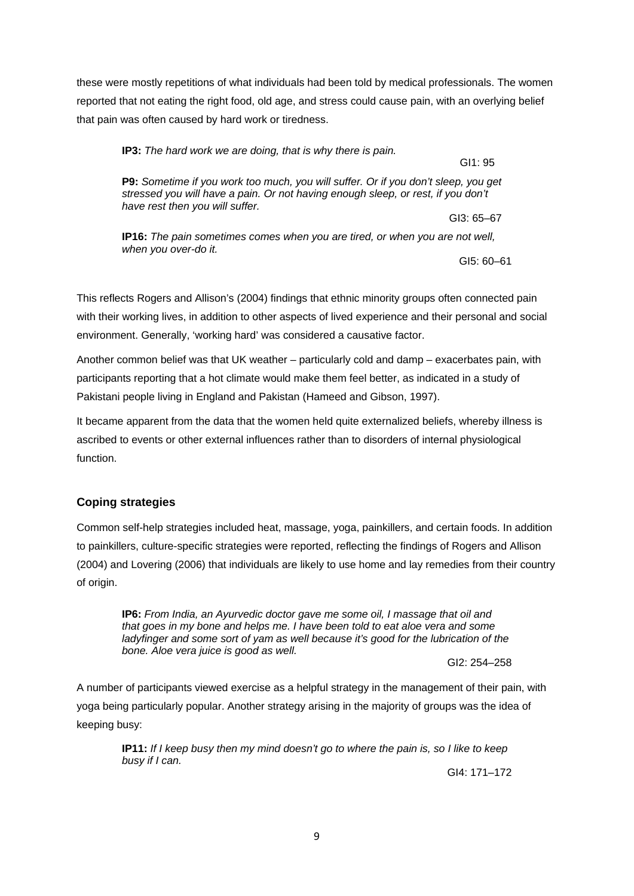these were mostly repetitions of what individuals had been told by medical professionals. The women reported that not eating the right food, old age, and stress could cause pain, with an overlying belief that pain was often caused by hard work or tiredness.

> **IP3:** *The hard work we are doing, that is why there is pain.*
>
> GI1: 95
>
> **P9:** *Sometime if you work too much, you will suffer. Or if you don't sleep, you get stressed you will have a pain. Or not having enough sleep, or rest, if you don't have rest then you will suffer.*
>
> GI3: 65–67
>
> **IP16:** *The pain sometimes comes when you are tired, or when you are not well, when you over-do it.*
>
> GI5: 60–61

This reflects Rogers and Allison's (2004) findings that ethnic minority groups often connected pain with their working lives, in addition to other aspects of lived experience and their personal and social environment. Generally, 'working hard' was considered a causative factor.

Another common belief was that UK weather – particularly cold and damp – exacerbates pain, with participants reporting that a hot climate would make them feel better, as indicated in a study of Pakistani people living in England and Pakistan (Hameed and Gibson, 1997).

It became apparent from the data that the women held quite externalized beliefs, whereby illness is ascribed to events or other external influences rather than to disorders of internal physiological function.

## Coping strategies

Common self-help strategies included heat, massage, yoga, painkillers, and certain foods. In addition to painkillers, culture-specific strategies were reported, reflecting the findings of Rogers and Allison (2004) and Lovering (2006) that individuals are likely to use home and lay remedies from their country of origin.

> **IP6:** *From India, an Ayurvedic doctor gave me some oil, I massage that oil and that goes in my bone and helps me. I have been told to eat aloe vera and some ladyfinger and some sort of yam as well because it's good for the lubrication of the bone. Aloe vera juice is good as well.*
>
> GI2: 254–258

A number of participants viewed exercise as a helpful strategy in the management of their pain, with yoga being particularly popular. Another strategy arising in the majority of groups was the idea of keeping busy:

> **IP11:** *If I keep busy then my mind doesn't go to where the pain is, so I like to keep busy if I can.*
>
> GI4: 171–172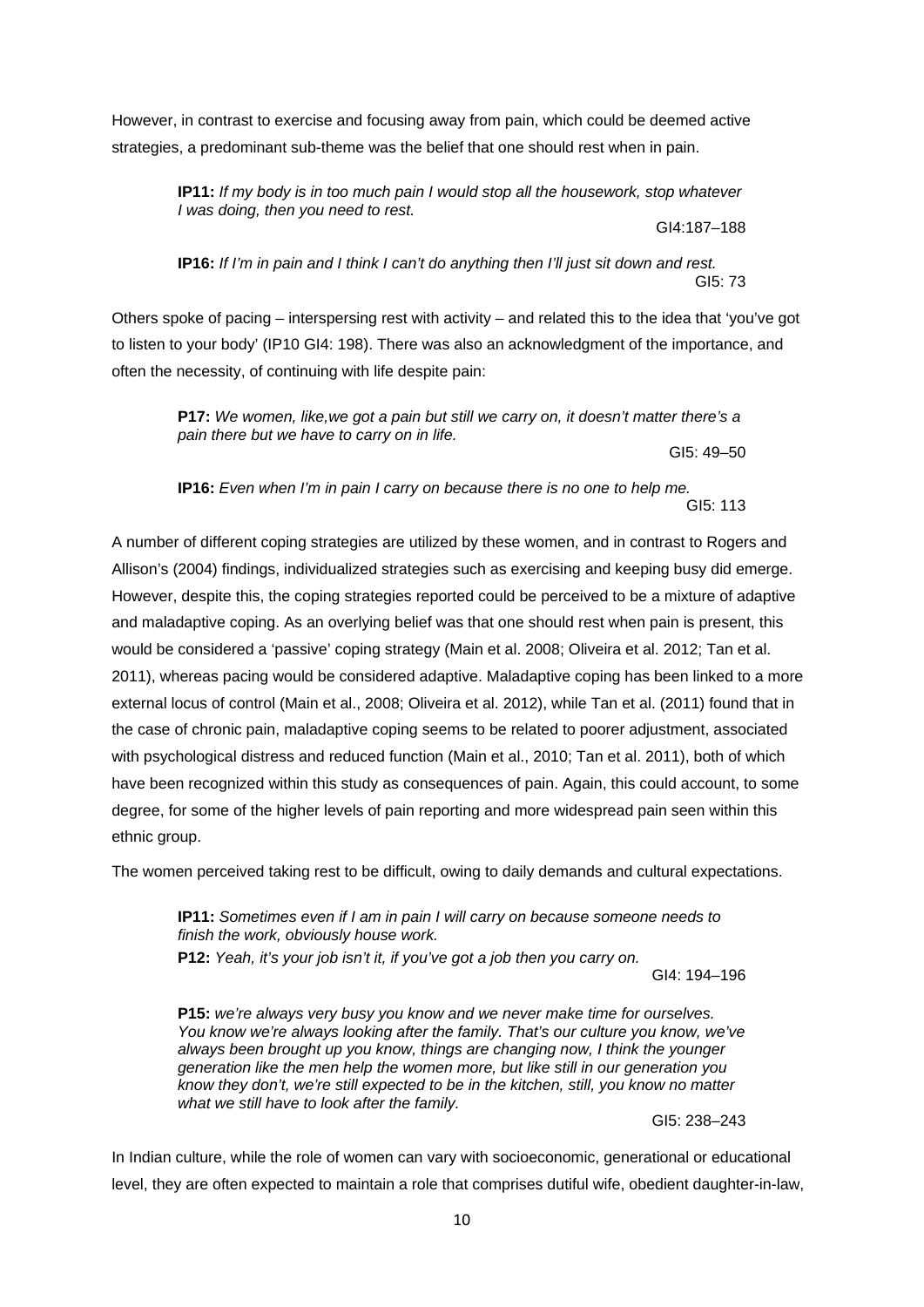However, in contrast to exercise and focusing away from pain, which could be deemed active strategies, a predominant sub-theme was the belief that one should rest when in pain.

> **IP11:** *If my body is in too much pain I would stop all the housework, stop whatever I was doing, then you need to rest.*
>
> GI4:187–188

> **IP16:** *If I'm in pain and I think I can't do anything then I'll just sit down and rest.*
>
> GI5: 73

Others spoke of pacing – interspersing rest with activity – and related this to the idea that 'you've got to listen to your body' (IP10 GI4: 198). There was also an acknowledgment of the importance, and often the necessity, of continuing with life despite pain:

> **P17:** *We women, like,we got a pain but still we carry on, it doesn't matter there's a pain there but we have to carry on in life.*
>
> GI5: 49–50

> **IP16:** *Even when I'm in pain I carry on because there is no one to help me.*
>
> GI5: 113

A number of different coping strategies are utilized by these women, and in contrast to Rogers and Allison's (2004) findings, individualized strategies such as exercising and keeping busy did emerge. However, despite this, the coping strategies reported could be perceived to be a mixture of adaptive and maladaptive coping. As an overlying belief was that one should rest when pain is present, this would be considered a 'passive' coping strategy (Main et al. 2008; Oliveira et al. 2012; Tan et al. 2011), whereas pacing would be considered adaptive. Maladaptive coping has been linked to a more external locus of control (Main et al., 2008; Oliveira et al. 2012), while Tan et al. (2011) found that in the case of chronic pain, maladaptive coping seems to be related to poorer adjustment, associated with psychological distress and reduced function (Main et al., 2010; Tan et al. 2011), both of which have been recognized within this study as consequences of pain. Again, this could account, to some degree, for some of the higher levels of pain reporting and more widespread pain seen within this ethnic group.

The women perceived taking rest to be difficult, owing to daily demands and cultural expectations.

> **IP11:** *Sometimes even if I am in pain I will carry on because someone needs to finish the work, obviously house work.*
>
> **P12:** *Yeah, it's your job isn't it, if you've got a job then you carry on.*
>
> GI4: 194–196

> **P15:** *we're always very busy you know and we never make time for ourselves. You know we're always looking after the family. That's our culture you know, we've always been brought up you know, things are changing now, I think the younger generation like the men help the women more, but like still in our generation you know they don't, we're still expected to be in the kitchen, still, you know no matter what we still have to look after the family.*
>
> GI5: 238–243

In Indian culture, while the role of women can vary with socioeconomic, generational or educational level, they are often expected to maintain a role that comprises dutiful wife, obedient daughter-in-law,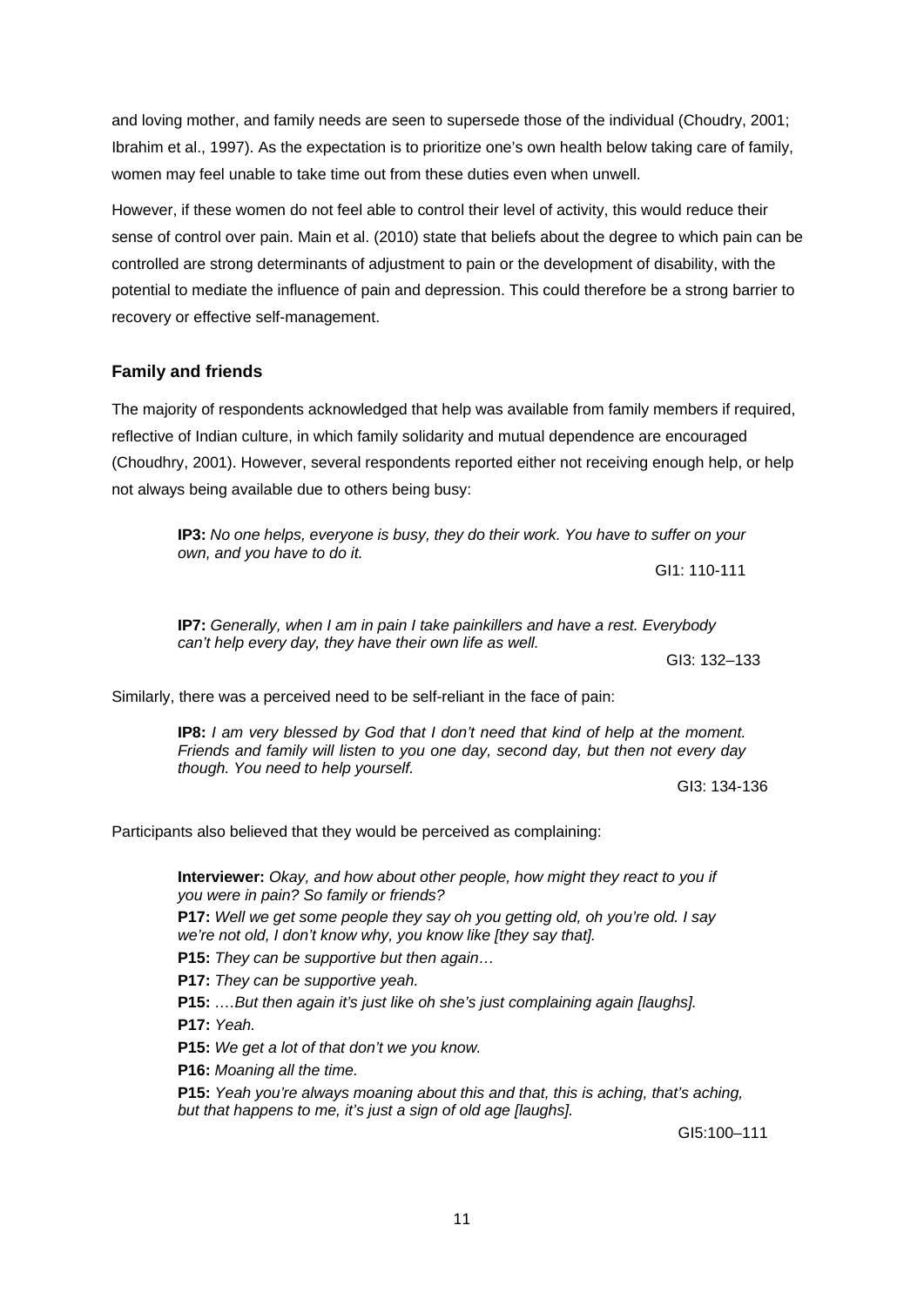and loving mother, and family needs are seen to supersede those of the individual (Choudry, 2001; Ibrahim et al., 1997). As the expectation is to prioritize one's own health below taking care of family, women may feel unable to take time out from these duties even when unwell.

However, if these women do not feel able to control their level of activity, this would reduce their sense of control over pain. Main et al. (2010) state that beliefs about the degree to which pain can be controlled are strong determinants of adjustment to pain or the development of disability, with the potential to mediate the influence of pain and depression. This could therefore be a strong barrier to recovery or effective self-management.

### Family and friends

The majority of respondents acknowledged that help was available from family members if required, reflective of Indian culture, in which family solidarity and mutual dependence are encouraged (Choudhry, 2001). However, several respondents reported either not receiving enough help, or help not always being available due to others being busy:

> **IP3:** *No one helps, everyone is busy, they do their work. You have to suffer on your own, and you have to do it.*
>
> GI1: 110-111

> **IP7:** *Generally, when I am in pain I take painkillers and have a rest. Everybody can't help every day, they have their own life as well.*
>
> GI3: 132–133

Similarly, there was a perceived need to be self-reliant in the face of pain:

> **IP8:** *I am very blessed by God that I don't need that kind of help at the moment. Friends and family will listen to you one day, second day, but then not every day though. You need to help yourself.*
>
> GI3: 134-136

Participants also believed that they would be perceived as complaining:

> **Interviewer:** *Okay, and how about other people, how might they react to you if you were in pain? So family or friends?*
>
> **P17:** *Well we get some people they say oh you getting old, oh you're old. I say we're not old, I don't know why, you know like [they say that].*
>
> **P15:** *They can be supportive but then again…*
>
> **P17:** *They can be supportive yeah.*
>
> **P15:** *….But then again it's just like oh she's just complaining again [laughs].*
>
> **P17:** *Yeah.*
>
> **P15:** *We get a lot of that don't we you know.*
>
> **P16:** *Moaning all the time.*
>
> **P15:** *Yeah you're always moaning about this and that, this is aching, that's aching, but that happens to me, it's just a sign of old age [laughs].*
>
> GI5:100–111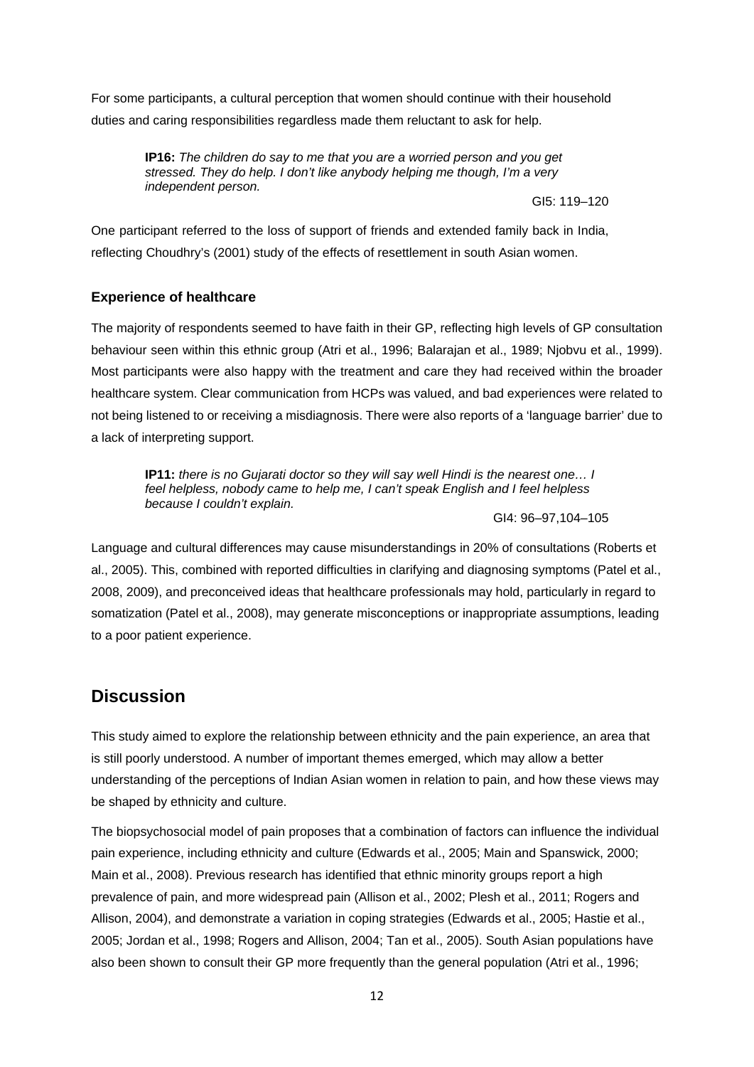For some participants, a cultural perception that women should continue with their household duties and caring responsibilities regardless made them reluctant to ask for help.

> **IP16:** *The children do say to me that you are a worried person and you get stressed. They do help. I don't like anybody helping me though, I'm a very independent person.*
>
> GI5: 119–120

One participant referred to the loss of support of friends and extended family back in India, reflecting Choudhry's (2001) study of the effects of resettlement in south Asian women.

### Experience of healthcare

The majority of respondents seemed to have faith in their GP, reflecting high levels of GP consultation behaviour seen within this ethnic group (Atri et al., 1996; Balarajan et al., 1989; Njobvu et al., 1999). Most participants were also happy with the treatment and care they had received within the broader healthcare system. Clear communication from HCPs was valued, and bad experiences were related to not being listened to or receiving a misdiagnosis. There were also reports of a 'language barrier' due to a lack of interpreting support.

> **IP11:** *there is no Gujarati doctor so they will say well Hindi is the nearest one… I feel helpless, nobody came to help me, I can't speak English and I feel helpless because I couldn't explain.*
>
> GI4: 96–97,104–105

Language and cultural differences may cause misunderstandings in 20% of consultations (Roberts et al., 2005). This, combined with reported difficulties in clarifying and diagnosing symptoms (Patel et al., 2008, 2009), and preconceived ideas that healthcare professionals may hold, particularly in regard to somatization (Patel et al., 2008), may generate misconceptions or inappropriate assumptions, leading to a poor patient experience.

## Discussion

This study aimed to explore the relationship between ethnicity and the pain experience, an area that is still poorly understood. A number of important themes emerged, which may allow a better understanding of the perceptions of Indian Asian women in relation to pain, and how these views may be shaped by ethnicity and culture.

The biopsychosocial model of pain proposes that a combination of factors can influence the individual pain experience, including ethnicity and culture (Edwards et al., 2005; Main and Spanswick, 2000; Main et al., 2008). Previous research has identified that ethnic minority groups report a high prevalence of pain, and more widespread pain (Allison et al., 2002; Plesh et al., 2011; Rogers and Allison, 2004), and demonstrate a variation in coping strategies (Edwards et al., 2005; Hastie et al., 2005; Jordan et al., 1998; Rogers and Allison, 2004; Tan et al., 2005). South Asian populations have also been shown to consult their GP more frequently than the general population (Atri et al., 1996;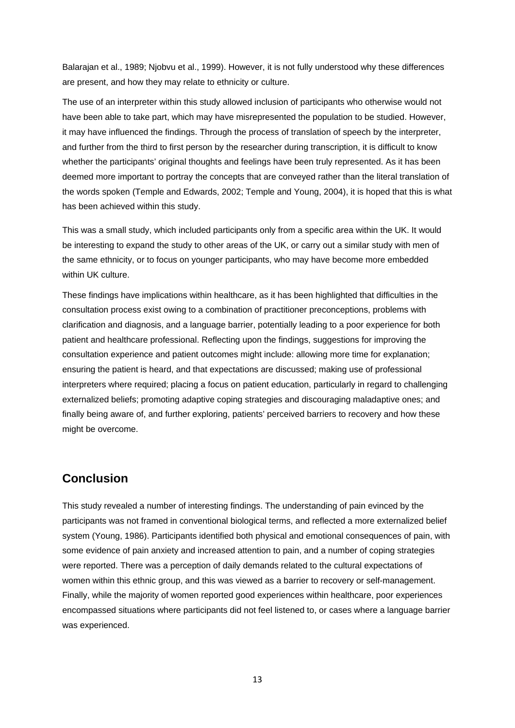Balarajan et al., 1989; Njobvu et al., 1999). However, it is not fully understood why these differences are present, and how they may relate to ethnicity or culture.

The use of an interpreter within this study allowed inclusion of participants who otherwise would not have been able to take part, which may have misrepresented the population to be studied. However, it may have influenced the findings. Through the process of translation of speech by the interpreter, and further from the third to first person by the researcher during transcription, it is difficult to know whether the participants' original thoughts and feelings have been truly represented. As it has been deemed more important to portray the concepts that are conveyed rather than the literal translation of the words spoken (Temple and Edwards, 2002; Temple and Young, 2004), it is hoped that this is what has been achieved within this study.

This was a small study, which included participants only from a specific area within the UK. It would be interesting to expand the study to other areas of the UK, or carry out a similar study with men of the same ethnicity, or to focus on younger participants, who may have become more embedded within UK culture.

These findings have implications within healthcare, as it has been highlighted that difficulties in the consultation process exist owing to a combination of practitioner preconceptions, problems with clarification and diagnosis, and a language barrier, potentially leading to a poor experience for both patient and healthcare professional. Reflecting upon the findings, suggestions for improving the consultation experience and patient outcomes might include: allowing more time for explanation; ensuring the patient is heard, and that expectations are discussed; making use of professional interpreters where required; placing a focus on patient education, particularly in regard to challenging externalized beliefs; promoting adaptive coping strategies and discouraging maladaptive ones; and finally being aware of, and further exploring, patients' perceived barriers to recovery and how these might be overcome.

## Conclusion

This study revealed a number of interesting findings. The understanding of pain evinced by the participants was not framed in conventional biological terms, and reflected a more externalized belief system (Young, 1986). Participants identified both physical and emotional consequences of pain, with some evidence of pain anxiety and increased attention to pain, and a number of coping strategies were reported. There was a perception of daily demands related to the cultural expectations of women within this ethnic group, and this was viewed as a barrier to recovery or self-management. Finally, while the majority of women reported good experiences within healthcare, poor experiences encompassed situations where participants did not feel listened to, or cases where a language barrier was experienced.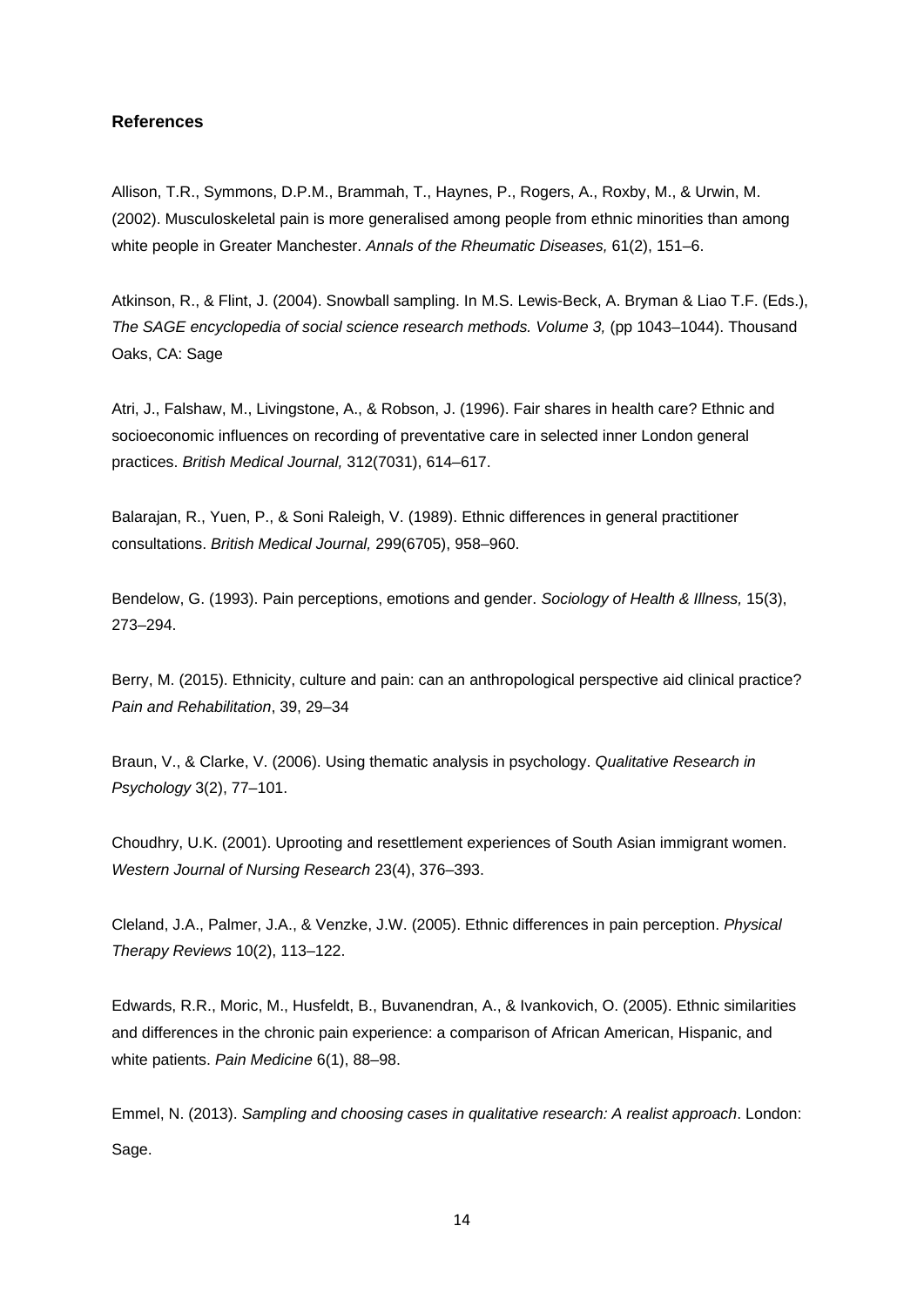**References**

Allison, T.R., Symmons, D.P.M., Brammah, T., Haynes, P., Rogers, A., Roxby, M., & Urwin, M. (2002). Musculoskeletal pain is more generalised among people from ethnic minorities than among white people in Greater Manchester. *Annals of the Rheumatic Diseases,* 61(2), 151–6.

Atkinson, R., & Flint, J. (2004). Snowball sampling. In M.S. Lewis-Beck, A. Bryman & Liao T.F. (Eds.), *The SAGE encyclopedia of social science research methods. Volume 3,* (pp 1043–1044). Thousand Oaks, CA: Sage

Atri, J., Falshaw, M., Livingstone, A., & Robson, J. (1996). Fair shares in health care? Ethnic and socioeconomic influences on recording of preventative care in selected inner London general practices. *British Medical Journal,* 312(7031), 614–617.

Balarajan, R., Yuen, P., & Soni Raleigh, V. (1989). Ethnic differences in general practitioner consultations. *British Medical Journal,* 299(6705), 958–960.

Bendelow, G. (1993). Pain perceptions, emotions and gender. *Sociology of Health & Illness,* 15(3), 273–294.

Berry, M. (2015). Ethnicity, culture and pain: can an anthropological perspective aid clinical practice? *Pain and Rehabilitation*, 39, 29–34

Braun, V., & Clarke, V. (2006). Using thematic analysis in psychology. *Qualitative Research in Psychology* 3(2), 77–101.

Choudhry, U.K. (2001). Uprooting and resettlement experiences of South Asian immigrant women. *Western Journal of Nursing Research* 23(4), 376–393.

Cleland, J.A., Palmer, J.A., & Venzke, J.W. (2005). Ethnic differences in pain perception. *Physical Therapy Reviews* 10(2), 113–122.

Edwards, R.R., Moric, M., Husfeldt, B., Buvanendran, A., & Ivankovich, O. (2005). Ethnic similarities and differences in the chronic pain experience: a comparison of African American, Hispanic, and white patients. *Pain Medicine* 6(1), 88–98.

Emmel, N. (2013). *Sampling and choosing cases in qualitative research: A realist approach*. London: Sage.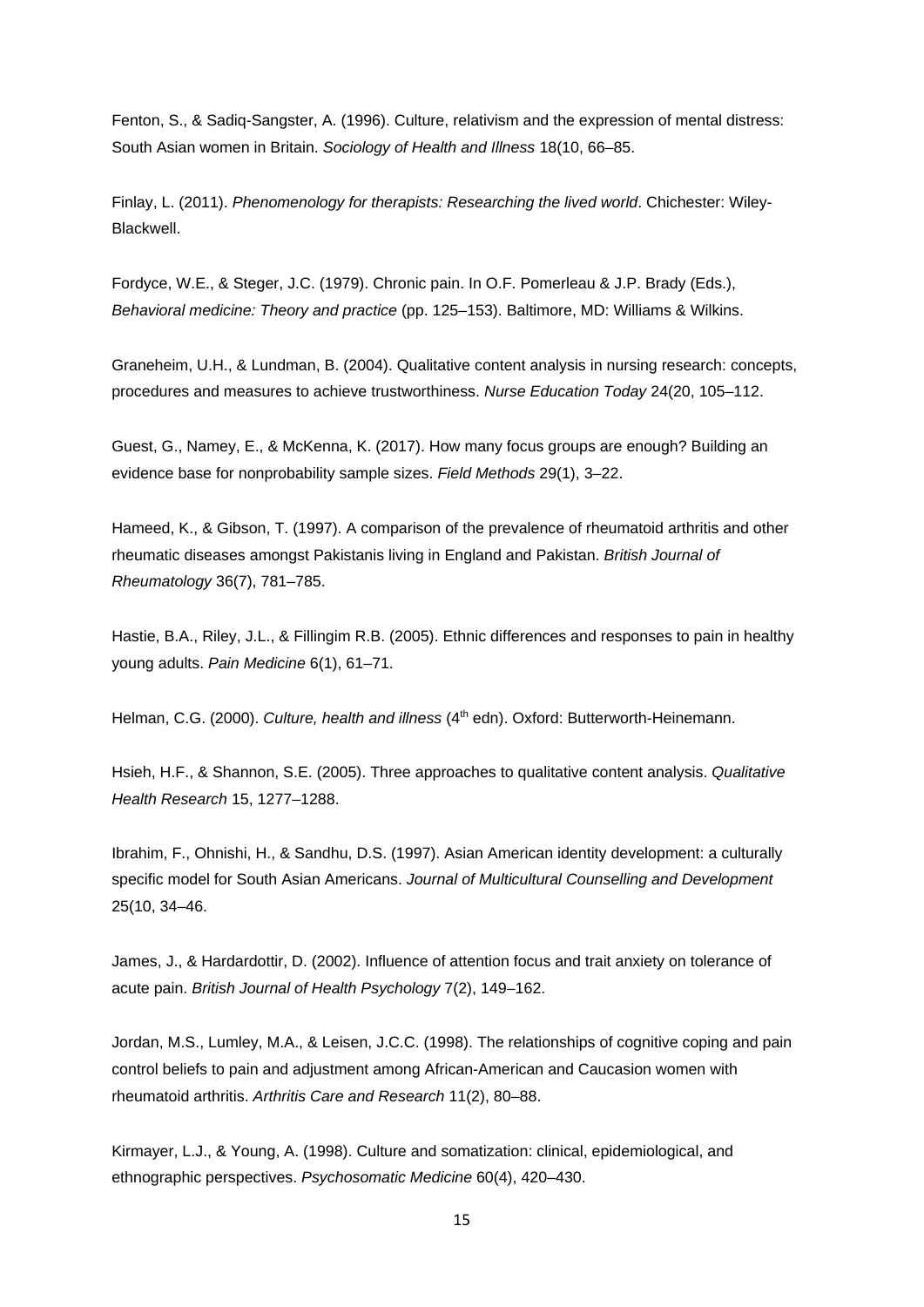Fenton, S., & Sadiq-Sangster, A. (1996). Culture, relativism and the expression of mental distress: South Asian women in Britain. *Sociology of Health and Illness* 18(10, 66–85.

Finlay, L. (2011). *Phenomenology for therapists: Researching the lived world*. Chichester: Wiley-Blackwell.

Fordyce, W.E., & Steger, J.C. (1979). Chronic pain. In O.F. Pomerleau & J.P. Brady (Eds.), *Behavioral medicine: Theory and practice* (pp. 125–153). Baltimore, MD: Williams & Wilkins.

Graneheim, U.H., & Lundman, B. (2004). Qualitative content analysis in nursing research: concepts, procedures and measures to achieve trustworthiness. *Nurse Education Today* 24(20, 105–112.

Guest, G., Namey, E., & McKenna, K. (2017). How many focus groups are enough? Building an evidence base for nonprobability sample sizes. *Field Methods* 29(1), 3–22.

Hameed, K., & Gibson, T. (1997). A comparison of the prevalence of rheumatoid arthritis and other rheumatic diseases amongst Pakistanis living in England and Pakistan. *British Journal of Rheumatology* 36(7), 781–785.

Hastie, B.A., Riley, J.L., & Fillingim R.B. (2005). Ethnic differences and responses to pain in healthy young adults. *Pain Medicine* 6(1), 61–71.

Helman, C.G. (2000). *Culture, health and illness* (4th edn). Oxford: Butterworth-Heinemann.

Hsieh, H.F., & Shannon, S.E. (2005). Three approaches to qualitative content analysis. *Qualitative Health Research* 15, 1277–1288.

Ibrahim, F., Ohnishi, H., & Sandhu, D.S. (1997). Asian American identity development: a culturally specific model for South Asian Americans. *Journal of Multicultural Counselling and Development* 25(10, 34–46.

James, J., & Hardardottir, D. (2002). Influence of attention focus and trait anxiety on tolerance of acute pain. *British Journal of Health Psychology* 7(2), 149–162.

Jordan, M.S., Lumley, M.A., & Leisen, J.C.C. (1998). The relationships of cognitive coping and pain control beliefs to pain and adjustment among African-American and Caucasion women with rheumatoid arthritis. *Arthritis Care and Research* 11(2), 80–88.

Kirmayer, L.J., & Young, A. (1998). Culture and somatization: clinical, epidemiological, and ethnographic perspectives. *Psychosomatic Medicine* 60(4), 420–430.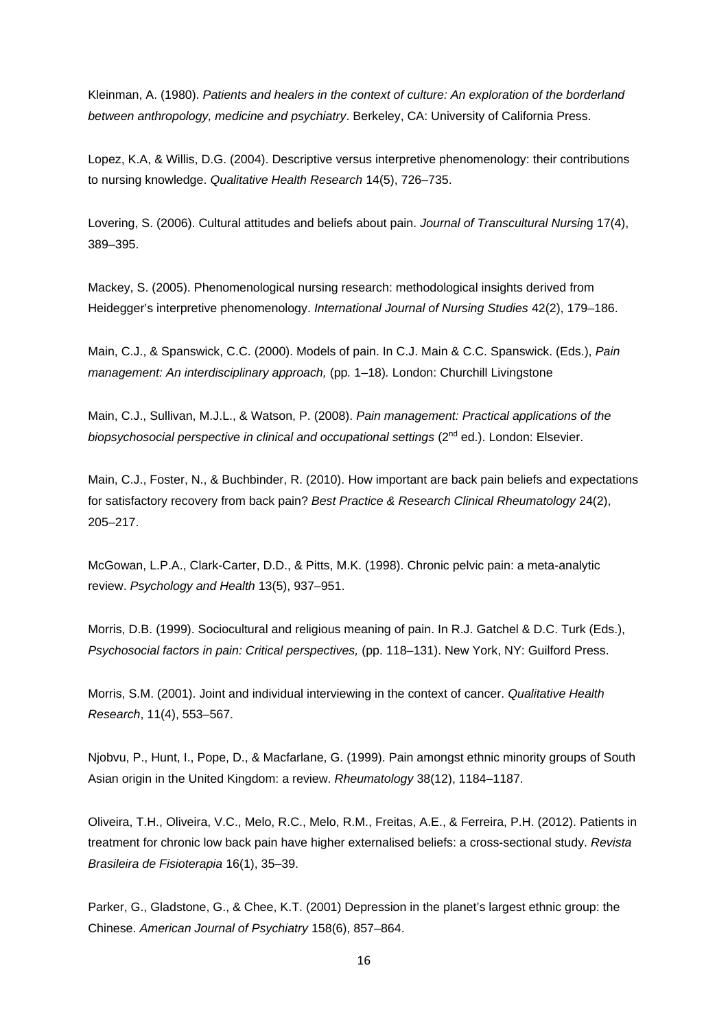Kleinman, A. (1980). *Patients and healers in the context of culture: An exploration of the borderland between anthropology, medicine and psychiatry*. Berkeley, CA: University of California Press.

Lopez, K.A, & Willis, D.G. (2004). Descriptive versus interpretive phenomenology: their contributions to nursing knowledge. *Qualitative Health Research* 14(5), 726–735.

Lovering, S. (2006). Cultural attitudes and beliefs about pain. *Journal of Transcultural Nursin*g 17(4), 389–395.

Mackey, S. (2005). Phenomenological nursing research: methodological insights derived from Heidegger's interpretive phenomenology. *International Journal of Nursing Studies* 42(2), 179–186.

Main, C.J., & Spanswick, C.C. (2000). Models of pain. In C.J. Main & C.C. Spanswick. (Eds.), *Pain management: An interdisciplinary approach,* (pp*.* 1–18)*.* London: Churchill Livingstone

Main, C.J., Sullivan, M.J.L., & Watson, P. (2008). *Pain management: Practical applications of the biopsychosocial perspective in clinical and occupational settings* (2nd ed.). London: Elsevier.

Main, C.J., Foster, N., & Buchbinder, R. (2010). How important are back pain beliefs and expectations for satisfactory recovery from back pain? *Best Practice & Research Clinical Rheumatology* 24(2), 205–217.

McGowan, L.P.A., Clark-Carter, D.D., & Pitts, M.K. (1998). Chronic pelvic pain: a meta-analytic review. *Psychology and Health* 13(5), 937–951.

Morris, D.B. (1999). Sociocultural and religious meaning of pain. In R.J. Gatchel & D.C. Turk (Eds.), *Psychosocial factors in pain: Critical perspectives,* (pp. 118–131). New York, NY: Guilford Press.

Morris, S.M. (2001). Joint and individual interviewing in the context of cancer. *Qualitative Health Research*, 11(4), 553–567.

Njobvu, P., Hunt, I., Pope, D., & Macfarlane, G. (1999). Pain amongst ethnic minority groups of South Asian origin in the United Kingdom: a review. *Rheumatology* 38(12), 1184–1187.

Oliveira, T.H., Oliveira, V.C., Melo, R.C., Melo, R.M., Freitas, A.E., & Ferreira, P.H. (2012). Patients in treatment for chronic low back pain have higher externalised beliefs: a cross-sectional study. *Revista Brasileira de Fisioterapia* 16(1), 35–39.

Parker, G., Gladstone, G., & Chee, K.T. (2001) Depression in the planet's largest ethnic group: the Chinese. *American Journal of Psychiatry* 158(6), 857–864.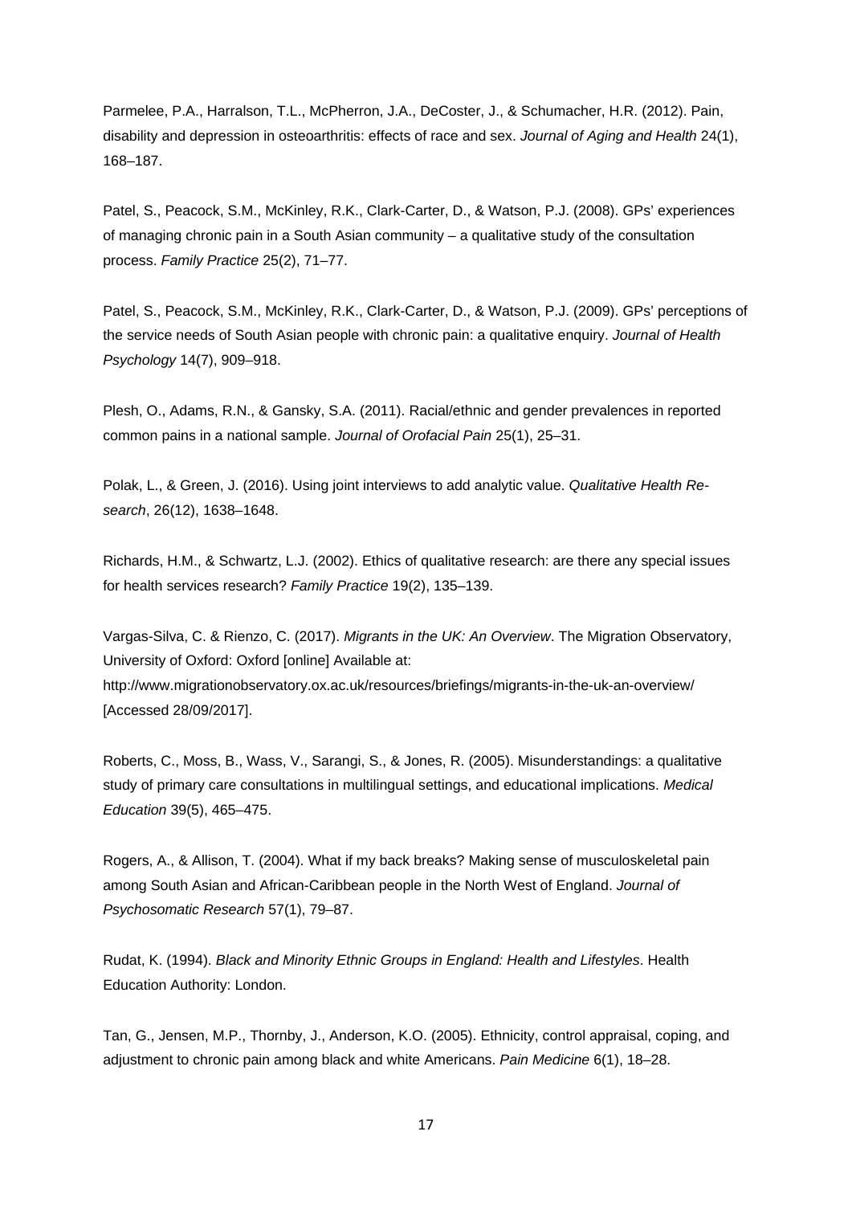Parmelee, P.A., Harralson, T.L., McPherron, J.A., DeCoster, J., & Schumacher, H.R. (2012). Pain, disability and depression in osteoarthritis: effects of race and sex. *Journal of Aging and Health* 24(1), 168–187.

Patel, S., Peacock, S.M., McKinley, R.K., Clark-Carter, D., & Watson, P.J. (2008). GPs' experiences of managing chronic pain in a South Asian community – a qualitative study of the consultation process. *Family Practice* 25(2), 71–77.

Patel, S., Peacock, S.M., McKinley, R.K., Clark-Carter, D., & Watson, P.J. (2009). GPs' perceptions of the service needs of South Asian people with chronic pain: a qualitative enquiry. *Journal of Health Psychology* 14(7), 909–918.

Plesh, O., Adams, R.N., & Gansky, S.A. (2011). Racial/ethnic and gender prevalences in reported common pains in a national sample. *Journal of Orofacial Pain* 25(1), 25–31.

Polak, L., & Green, J. (2016). Using joint interviews to add analytic value. *Qualitative Health Research*, 26(12), 1638–1648.

Richards, H.M., & Schwartz, L.J. (2002). Ethics of qualitative research: are there any special issues for health services research? *Family Practice* 19(2), 135–139.

Vargas-Silva, C. & Rienzo, C. (2017). *Migrants in the UK: An Overview*. The Migration Observatory, University of Oxford: Oxford [online] Available at: http://www.migrationobservatory.ox.ac.uk/resources/briefings/migrants-in-the-uk-an-overview/ [Accessed 28/09/2017].

Roberts, C., Moss, B., Wass, V., Sarangi, S., & Jones, R. (2005). Misunderstandings: a qualitative study of primary care consultations in multilingual settings, and educational implications. *Medical Education* 39(5), 465–475.

Rogers, A., & Allison, T. (2004). What if my back breaks? Making sense of musculoskeletal pain among South Asian and African-Caribbean people in the North West of England. *Journal of Psychosomatic Research* 57(1), 79–87.

Rudat, K. (1994). *Black and Minority Ethnic Groups in England: Health and Lifestyles*. Health Education Authority: London.

Tan, G., Jensen, M.P., Thornby, J., Anderson, K.O. (2005). Ethnicity, control appraisal, coping, and adjustment to chronic pain among black and white Americans. *Pain Medicine* 6(1), 18–28.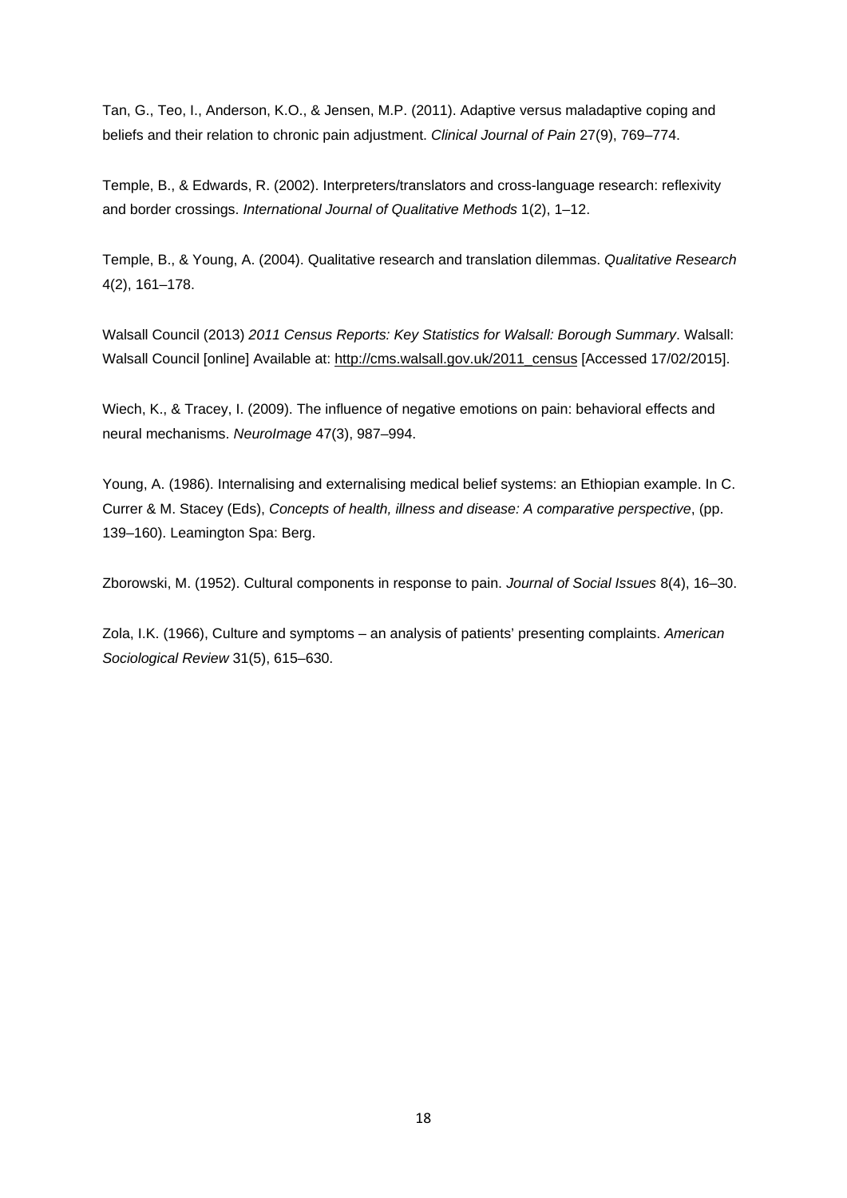Tan, G., Teo, I., Anderson, K.O., & Jensen, M.P. (2011). Adaptive versus maladaptive coping and beliefs and their relation to chronic pain adjustment. *Clinical Journal of Pain* 27(9), 769–774.

Temple, B., & Edwards, R. (2002). Interpreters/translators and cross-language research: reflexivity and border crossings. *International Journal of Qualitative Methods* 1(2), 1–12.

Temple, B., & Young, A. (2004). Qualitative research and translation dilemmas. *Qualitative Research* 4(2), 161–178.

Walsall Council (2013) *2011 Census Reports: Key Statistics for Walsall: Borough Summary*. Walsall: Walsall Council [online] Available at: http://cms.walsall.gov.uk/2011_census [Accessed 17/02/2015].

Wiech, K., & Tracey, I. (2009). The influence of negative emotions on pain: behavioral effects and neural mechanisms. *NeuroImage* 47(3), 987–994.

Young, A. (1986). Internalising and externalising medical belief systems: an Ethiopian example. In C. Currer & M. Stacey (Eds), *Concepts of health, illness and disease: A comparative perspective*, (pp. 139–160). Leamington Spa: Berg.

Zborowski, M. (1952). Cultural components in response to pain. *Journal of Social Issues* 8(4), 16–30.

Zola, I.K. (1966), Culture and symptoms – an analysis of patients' presenting complaints. *American Sociological Review* 31(5), 615–630.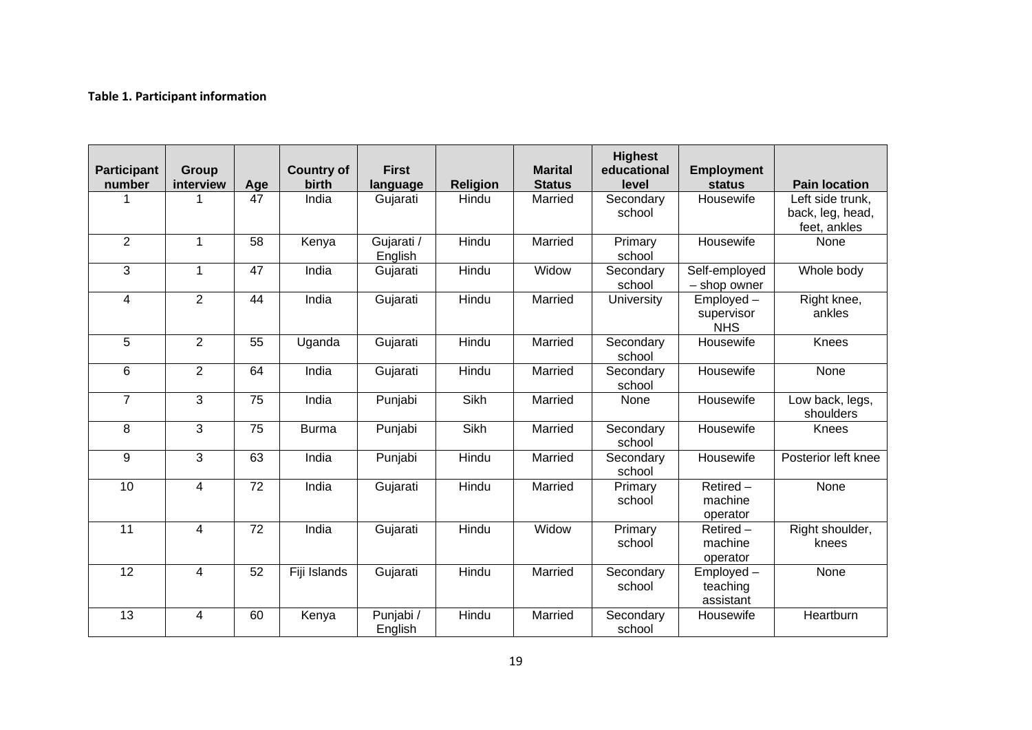**Table 1. Participant information**

| Participant number | Group interview | Age | Country of birth | First language | Religion | Marital Status | Highest educational level | Employment status | Pain location |
|---|---|---|---|---|---|---|---|---|---|
| 1 | 1 | 47 | India | Gujarati | Hindu | Married | Secondary school | Housewife | Left side trunk, back, leg, head, feet, ankles |
| 2 | 1 | 58 | Kenya | Gujarati / English | Hindu | Married | Primary school | Housewife | None |
| 3 | 1 | 47 | India | Gujarati | Hindu | Widow | Secondary school | Self-employed – shop owner | Whole body |
| 4 | 2 | 44 | India | Gujarati | Hindu | Married | University | Employed – supervisor NHS | Right knee, ankles |
| 5 | 2 | 55 | Uganda | Gujarati | Hindu | Married | Secondary school | Housewife | Knees |
| 6 | 2 | 64 | India | Gujarati | Hindu | Married | Secondary school | Housewife | None |
| 7 | 3 | 75 | India | Punjabi | Sikh | Married | None | Housewife | Low back, legs, shoulders |
| 8 | 3 | 75 | Burma | Punjabi | Sikh | Married | Secondary school | Housewife | Knees |
| 9 | 3 | 63 | India | Punjabi | Hindu | Married | Secondary school | Housewife | Posterior left knee |
| 10 | 4 | 72 | India | Gujarati | Hindu | Married | Primary school | Retired – machine operator | None |
| 11 | 4 | 72 | India | Gujarati | Hindu | Widow | Primary school | Retired – machine operator | Right shoulder, knees |
| 12 | 4 | 52 | Fiji Islands | Gujarati | Hindu | Married | Secondary school | Employed – teaching assistant | None |
| 13 | 4 | 60 | Kenya | Punjabi / English | Hindu | Married | Secondary school | Housewife | Heartburn |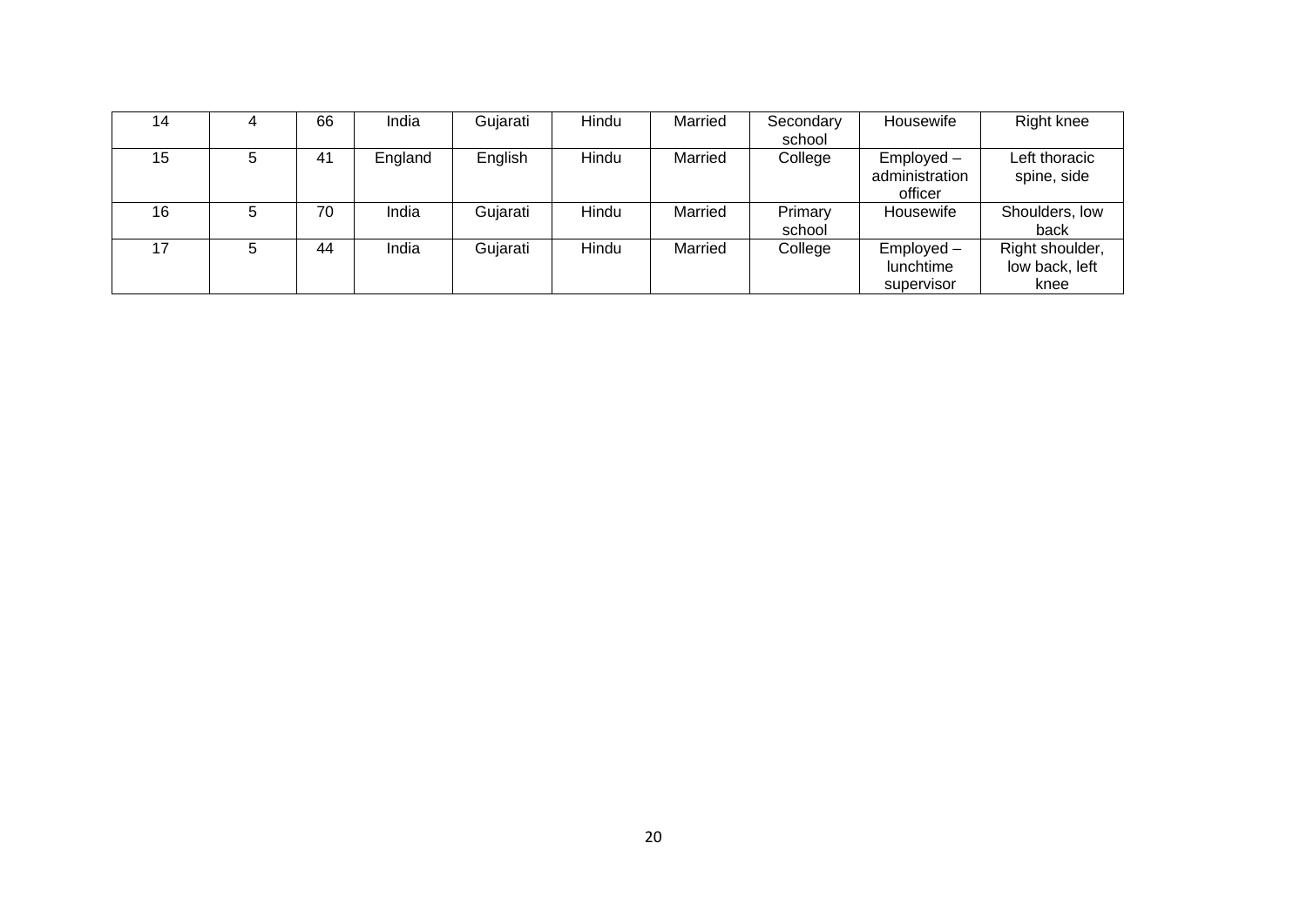| | | | | | | | | | |
|---|---|---|---|---|---|---|---|---|---|
| 14 | 4 | 66 | India | Gujarati | Hindu | Married | Secondary school | Housewife | Right knee |
| 15 | 5 | 41 | England | English | Hindu | Married | College | Employed – administration officer | Left thoracic spine, side |
| 16 | 5 | 70 | India | Gujarati | Hindu | Married | Primary school | Housewife | Shoulders, low back |
| 17 | 5 | 44 | India | Gujarati | Hindu | Married | College | Employed – lunchtime supervisor | Right shoulder, low back, left knee |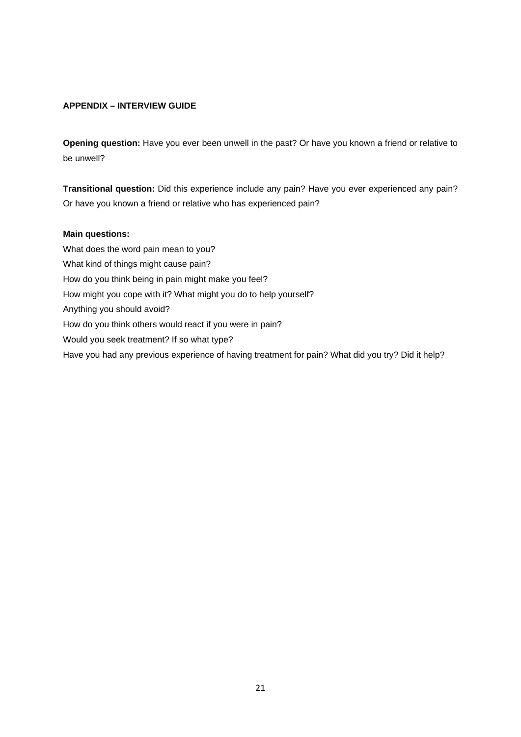## APPENDIX – INTERVIEW GUIDE

**Opening question:** Have you ever been unwell in the past? Or have you known a friend or relative to be unwell?

**Transitional question:** Did this experience include any pain? Have you ever experienced any pain? Or have you known a friend or relative who has experienced pain?

**Main questions:**

What does the word pain mean to you?
What kind of things might cause pain?
How do you think being in pain might make you feel?
How might you cope with it? What might you do to help yourself?
Anything you should avoid?
How do you think others would react if you were in pain?
Would you seek treatment? If so what type?
Have you had any previous experience of having treatment for pain? What did you try? Did it help?